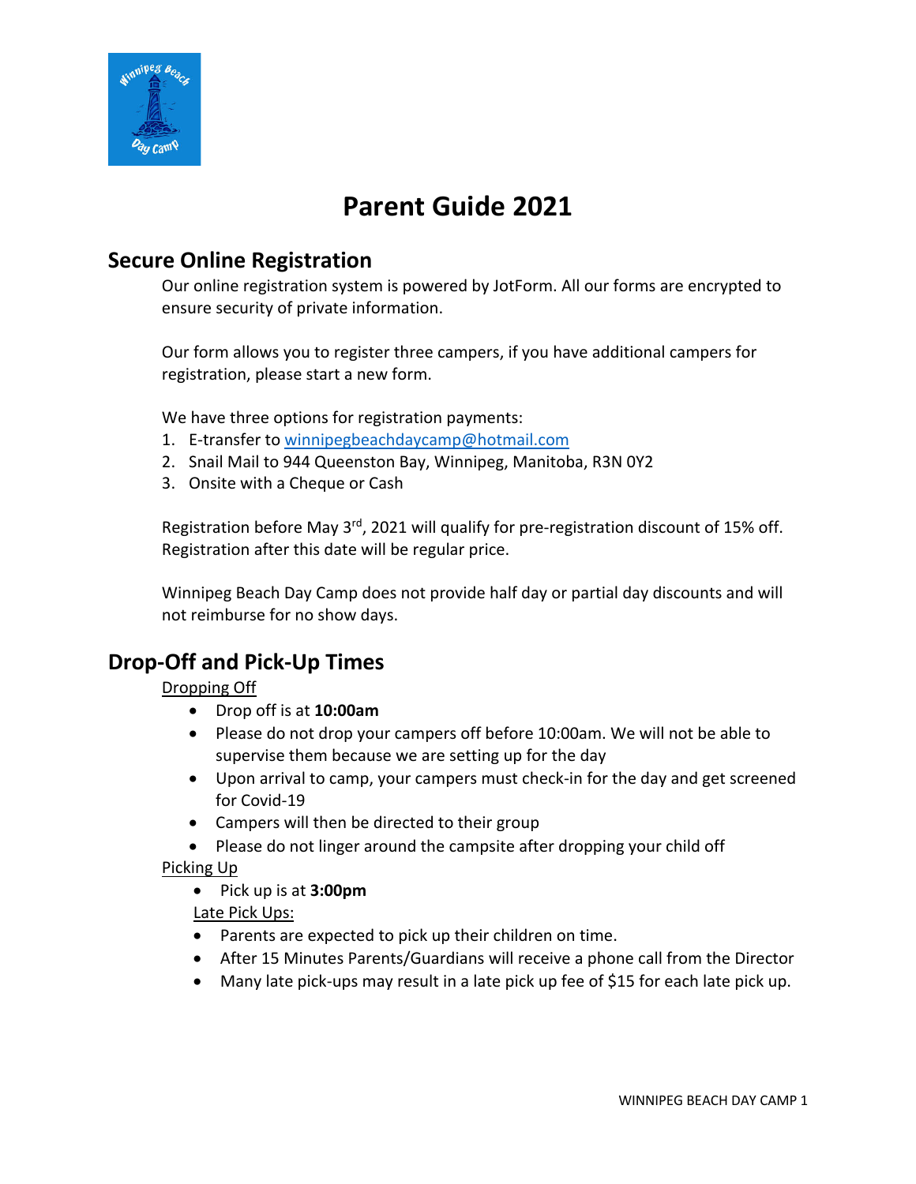# Parent Guide 2021

## Secure Online Registration

Our online registration system is powered by JotForm. All our forms are encrypted to ensure security of private information.

Our form allows you to register three campers, if you have additional campers for registration, please start a new form.

We have three options for registration payments:

1. E-transfer to winnipegbeachdaycamp@hotmail.com
2. Snail Mail to 944 Queenston Bay, Winnipeg, Manitoba, R3N 0Y2
3. Onsite with a Cheque or Cash

Registration before May 3rd, 2021 will qualify for pre-registration discount of 15% off. Registration after this date will be regular price.

Winnipeg Beach Day Camp does not provide half day or partial day discounts and will not reimburse for no show days.

## Drop-Off and Pick-Up Times

Dropping Off

- Drop off is at **10:00am**
- Please do not drop your campers off before 10:00am. We will not be able to supervise them because we are setting up for the day
- Upon arrival to camp, your campers must check-in for the day and get screened for Covid-19
- Campers will then be directed to their group
- Please do not linger around the campsite after dropping your child off

Picking Up

- Pick up is at **3:00pm**

Late Pick Ups:

- Parents are expected to pick up their children on time.
- After 15 Minutes Parents/Guardians will receive a phone call from the Director
- Many late pick-ups may result in a late pick up fee of $15 for each late pick up.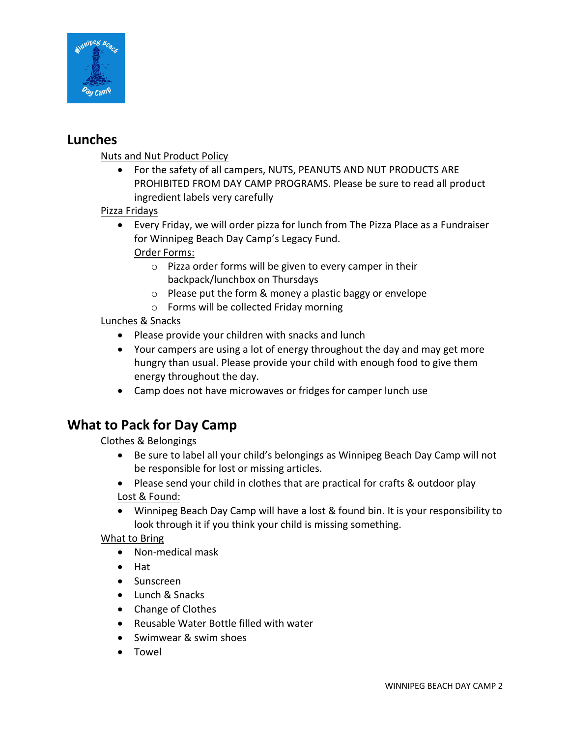## Lunches

Nuts and Nut Product Policy

- For the safety of all campers, NUTS, PEANUTS AND NUT PRODUCTS ARE PROHIBITED FROM DAY CAMP PROGRAMS. Please be sure to read all product ingredient labels very carefully

Pizza Fridays

- Every Friday, we will order pizza for lunch from The Pizza Place as a Fundraiser for Winnipeg Beach Day Camp's Legacy Fund.
  Order Forms:
  - Pizza order forms will be given to every camper in their backpack/lunchbox on Thursdays
  - Please put the form & money a plastic baggy or envelope
  - Forms will be collected Friday morning

Lunches & Snacks

- Please provide your children with snacks and lunch
- Your campers are using a lot of energy throughout the day and may get more hungry than usual. Please provide your child with enough food to give them energy throughout the day.
- Camp does not have microwaves or fridges for camper lunch use

## What to Pack for Day Camp

Clothes & Belongings

- Be sure to label all your child's belongings as Winnipeg Beach Day Camp will not be responsible for lost or missing articles.
- Please send your child in clothes that are practical for crafts & outdoor play

Lost & Found:

- Winnipeg Beach Day Camp will have a lost & found bin. It is your responsibility to look through it if you think your child is missing something.

What to Bring

- Non-medical mask
- Hat
- Sunscreen
- Lunch & Snacks
- Change of Clothes
- Reusable Water Bottle filled with water
- Swimwear & swim shoes
- Towel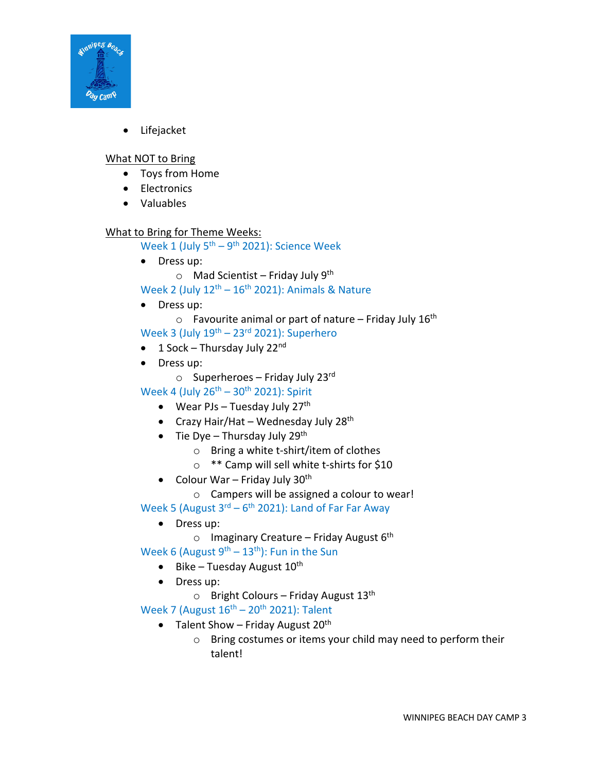- Lifejacket

What NOT to Bring

- Toys from Home
- Electronics
- Valuables

What to Bring for Theme Weeks:

Week 1 (July 5th – 9th 2021): Science Week

- Dress up:
  - Mad Scientist – Friday July 9th

Week 2 (July 12th – 16th 2021): Animals & Nature

- Dress up:
  - Favourite animal or part of nature – Friday July 16th

Week 3 (July 19th – 23rd 2021): Superhero

- 1 Sock – Thursday July 22nd
- Dress up:
  - Superheroes – Friday July 23rd

Week 4 (July 26th – 30th 2021): Spirit

- Wear PJs – Tuesday July 27th
- Crazy Hair/Hat – Wednesday July 28th
- Tie Dye – Thursday July 29th
  - Bring a white t-shirt/item of clothes
  - ** Camp will sell white t-shirts for $10
- Colour War – Friday July 30th
  - Campers will be assigned a colour to wear!

Week 5 (August 3rd – 6th 2021): Land of Far Far Away

- Dress up:
  - Imaginary Creature – Friday August 6th

Week 6 (August 9th – 13th): Fun in the Sun

- Bike – Tuesday August 10th
- Dress up:
  - Bright Colours – Friday August 13th

Week 7 (August 16th – 20th 2021): Talent

- Talent Show – Friday August 20th
  - Bring costumes or items your child may need to perform their talent!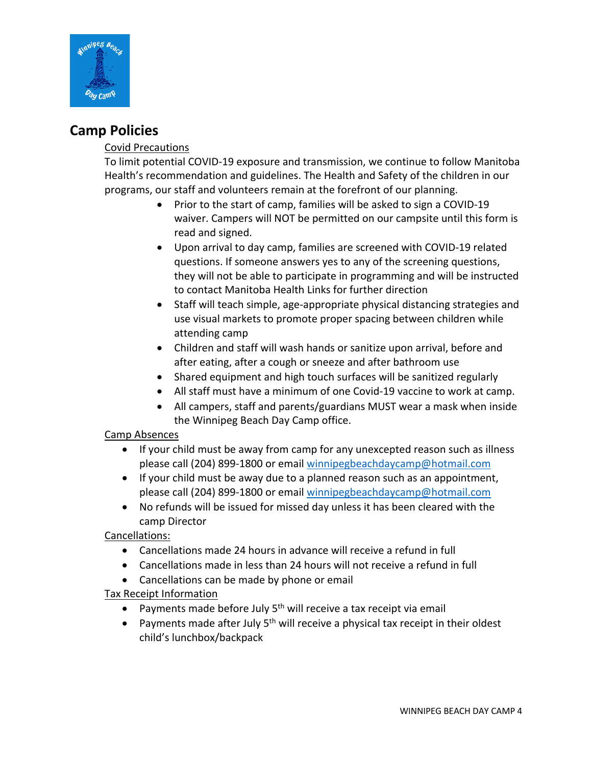## Camp Policies

<u>Covid Precautions</u>

To limit potential COVID-19 exposure and transmission, we continue to follow Manitoba Health's recommendation and guidelines. The Health and Safety of the children in our programs, our staff and volunteers remain at the forefront of our planning.

- Prior to the start of camp, families will be asked to sign a COVID-19 waiver. Campers will NOT be permitted on our campsite until this form is read and signed.
- Upon arrival to day camp, families are screened with COVID-19 related questions. If someone answers yes to any of the screening questions, they will not be able to participate in programming and will be instructed to contact Manitoba Health Links for further direction
- Staff will teach simple, age-appropriate physical distancing strategies and use visual markets to promote proper spacing between children while attending camp
- Children and staff will wash hands or sanitize upon arrival, before and after eating, after a cough or sneeze and after bathroom use
- Shared equipment and high touch surfaces will be sanitized regularly
- All staff must have a minimum of one Covid-19 vaccine to work at camp.
- All campers, staff and parents/guardians MUST wear a mask when inside the Winnipeg Beach Day Camp office.

<u>Camp Absences</u>

- If your child must be away from camp for any unexcepted reason such as illness please call (204) 899-1800 or email winnipegbeachdaycamp@hotmail.com
- If your child must be away due to a planned reason such as an appointment, please call (204) 899-1800 or email winnipegbeachdaycamp@hotmail.com
- No refunds will be issued for missed day unless it has been cleared with the camp Director

<u>Cancellations:</u>

- Cancellations made 24 hours in advance will receive a refund in full
- Cancellations made in less than 24 hours will not receive a refund in full
- Cancellations can be made by phone or email

<u>Tax Receipt Information</u>

- Payments made before July 5th will receive a tax receipt via email
- Payments made after July 5th will receive a physical tax receipt in their oldest child's lunchbox/backpack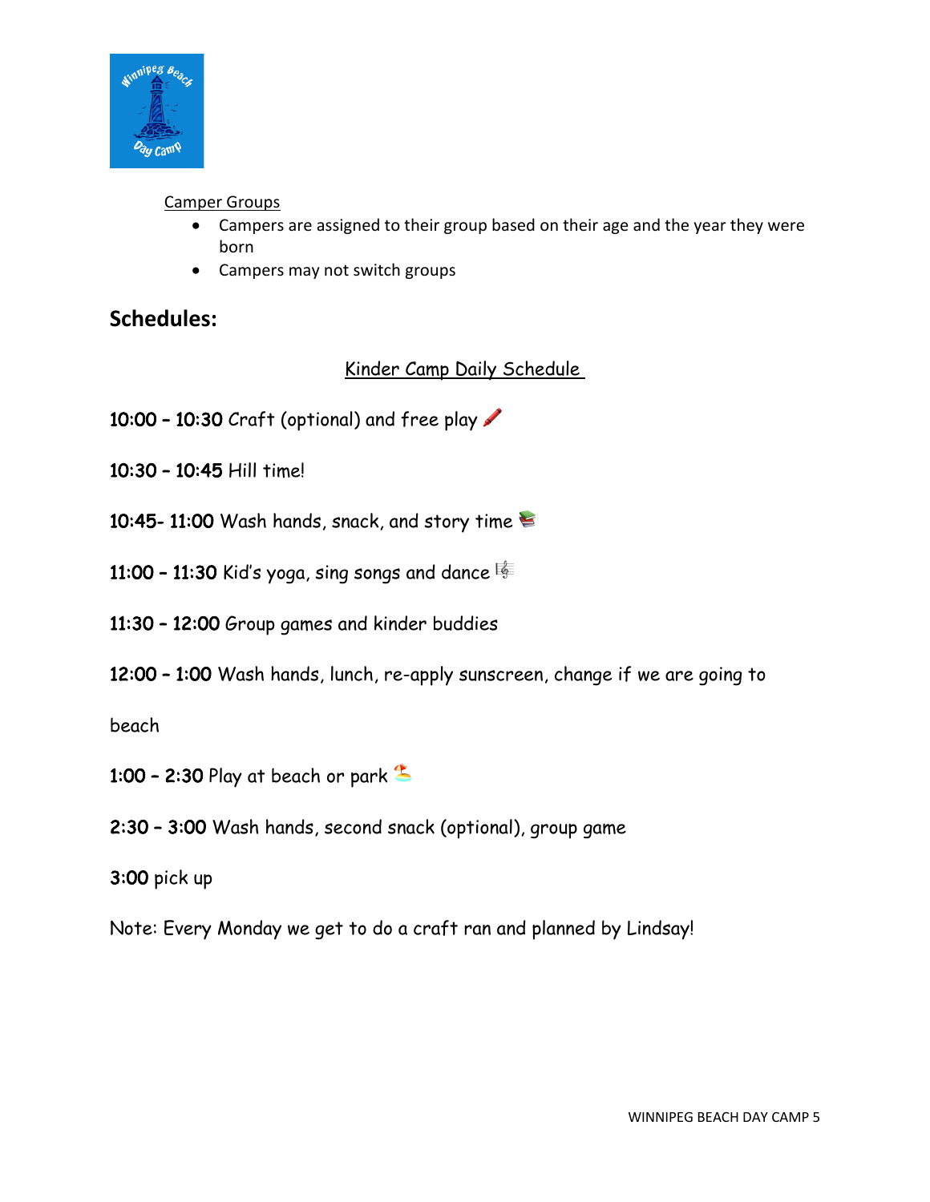Camper Groups

- Campers are assigned to their group based on their age and the year they were born
- Campers may not switch groups

## Schedules:

Kinder Camp Daily Schedule

10:00 – 10:30 Craft (optional) and free play 🖍️

10:30 – 10:45 Hill time!

10:45- 11:00 Wash hands, snack, and story time 📚

11:00 – 11:30 Kid's yoga, sing songs and dance 🎼

11:30 – 12:00 Group games and kinder buddies

12:00 – 1:00 Wash hands, lunch, re-apply sunscreen, change if we are going to beach

1:00 – 2:30 Play at beach or park 🏖️

2:30 – 3:00 Wash hands, second snack (optional), group game

3:00 pick up

Note: Every Monday we get to do a craft ran and planned by Lindsay!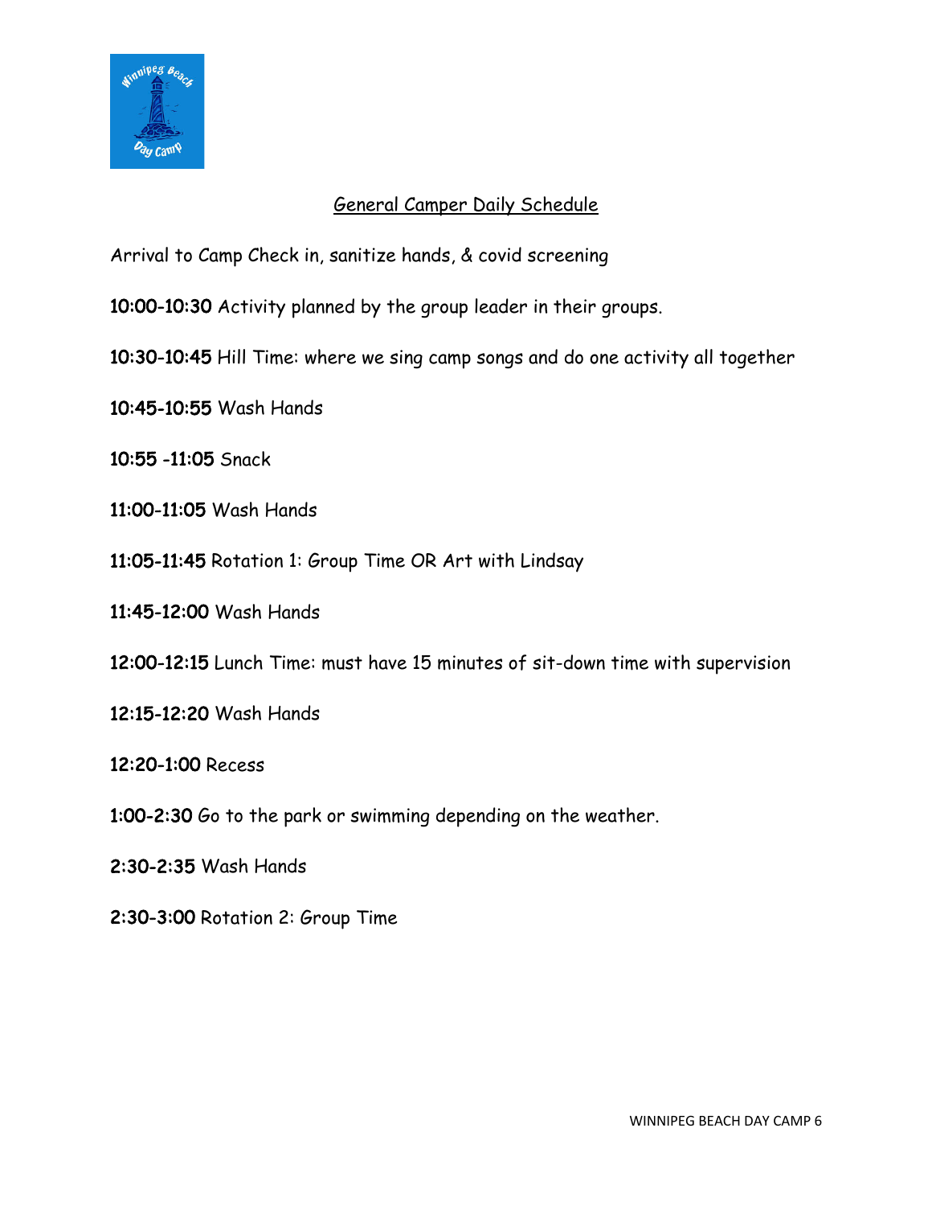## General Camper Daily Schedule

Arrival to Camp Check in, sanitize hands, & covid screening

10:00-10:30 Activity planned by the group leader in their groups.

10:30-10:45 Hill Time: where we sing camp songs and do one activity all together

10:45-10:55 Wash Hands

10:55 -11:05 Snack

11:00-11:05 Wash Hands

11:05-11:45 Rotation 1: Group Time OR Art with Lindsay

11:45-12:00 Wash Hands

12:00-12:15 Lunch Time: must have 15 minutes of sit-down time with supervision

12:15-12:20 Wash Hands

12:20-1:00 Recess

1:00-2:30 Go to the park or swimming depending on the weather.

2:30-2:35 Wash Hands

2:30-3:00 Rotation 2: Group Time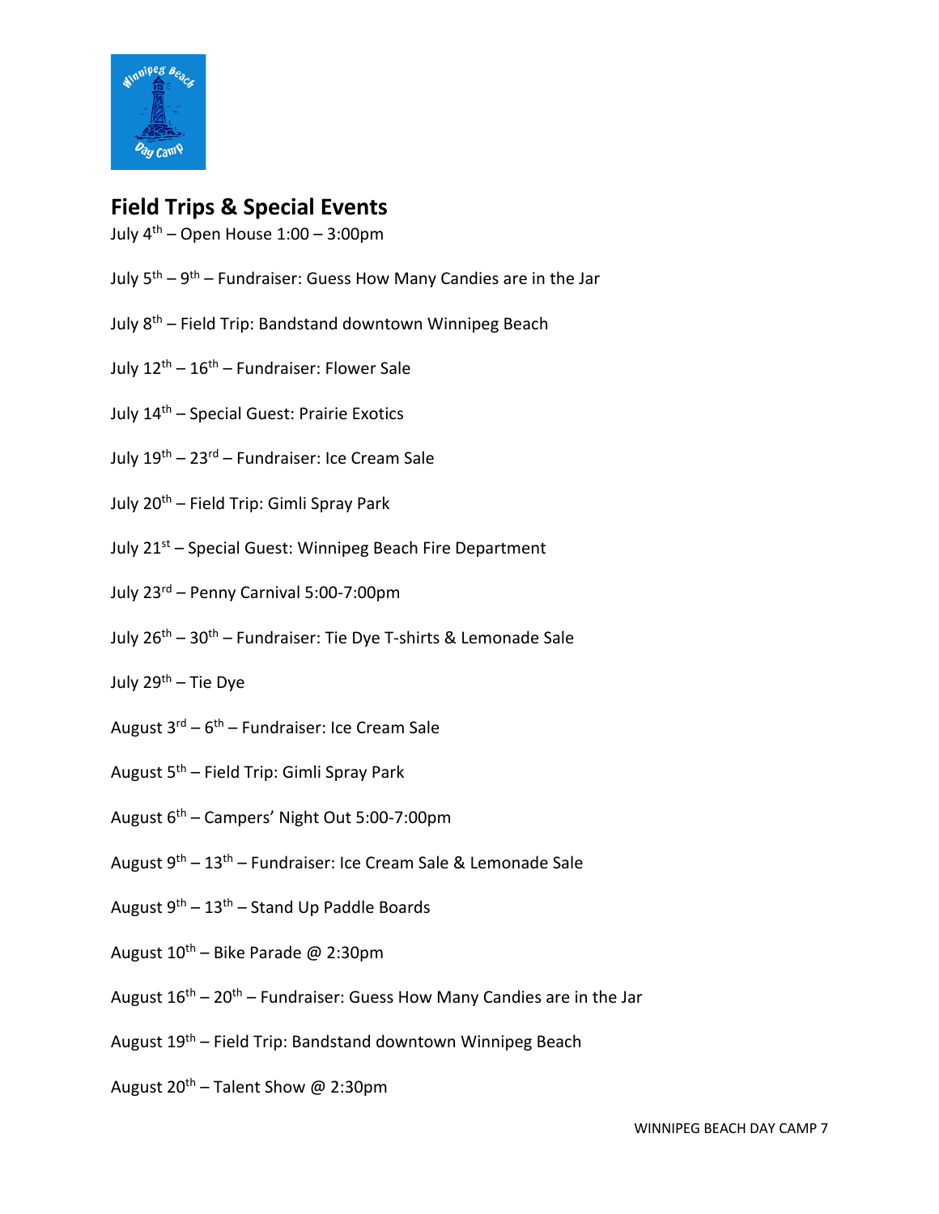## Field Trips & Special Events

July 4th – Open House 1:00 – 3:00pm

July 5th – 9th – Fundraiser: Guess How Many Candies are in the Jar

July 8th – Field Trip: Bandstand downtown Winnipeg Beach

July 12th – 16th – Fundraiser: Flower Sale

July 14th – Special Guest: Prairie Exotics

July 19th – 23rd – Fundraiser: Ice Cream Sale

July 20th – Field Trip: Gimli Spray Park

July 21st – Special Guest: Winnipeg Beach Fire Department

July 23rd – Penny Carnival 5:00-7:00pm

July 26th – 30th – Fundraiser: Tie Dye T-shirts & Lemonade Sale

July 29th – Tie Dye

August 3rd – 6th – Fundraiser: Ice Cream Sale

August 5th – Field Trip: Gimli Spray Park

August 6th – Campers' Night Out 5:00-7:00pm

August 9th – 13th – Fundraiser: Ice Cream Sale & Lemonade Sale

August 9th – 13th – Stand Up Paddle Boards

August 10th – Bike Parade @ 2:30pm

August 16th – 20th – Fundraiser: Guess How Many Candies are in the Jar

August 19th – Field Trip: Bandstand downtown Winnipeg Beach

August 20th – Talent Show @ 2:30pm